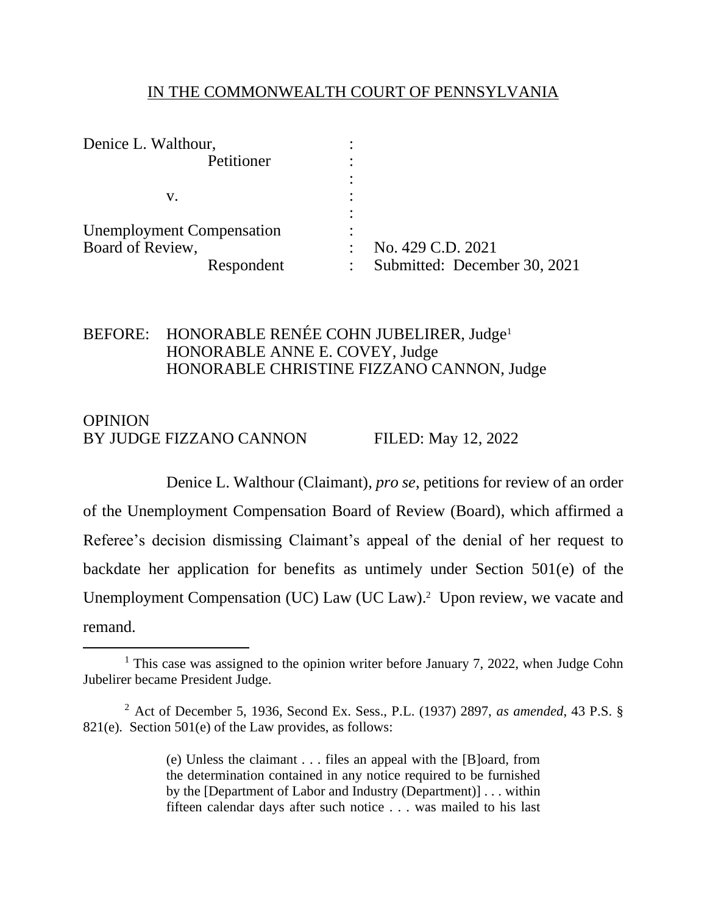IN THE COMMONWEALTH COURT OF PENNSYLVANIA

Denice L. Walthour, :
Petitioner :
:
v. :
:
Unemployment Compensation :
Board of Review, : No. 429 C.D. 2021
Respondent : Submitted: December 30, 2021

BEFORE: HONORABLE RENÉE COHN JUBELIRER, Judge[1]
HONORABLE ANNE E. COVEY, Judge
HONORABLE CHRISTINE FIZZANO CANNON, Judge

OPINION
BY JUDGE FIZZANO CANNON FILED: May 12, 2022

Denice L. Walthour (Claimant), *pro se*, petitions for review of an order of the Unemployment Compensation Board of Review (Board), which affirmed a Referee's decision dismissing Claimant's appeal of the denial of her request to backdate her application for benefits as untimely under Section 501(e) of the Unemployment Compensation (UC) Law (UC Law).[2] Upon review, we vacate and remand.

---

[1] This case was assigned to the opinion writer before January 7, 2022, when Judge Cohn Jubelirer became President Judge.

[2] Act of December 5, 1936, Second Ex. Sess., P.L. (1937) 2897, *as amended*, 43 P.S. § 821(e). Section 501(e) of the Law provides, as follows:

> (e) Unless the claimant . . . files an appeal with the [B]oard, from the determination contained in any notice required to be furnished by the [Department of Labor and Industry (Department)] . . . within fifteen calendar days after such notice . . . was mailed to his last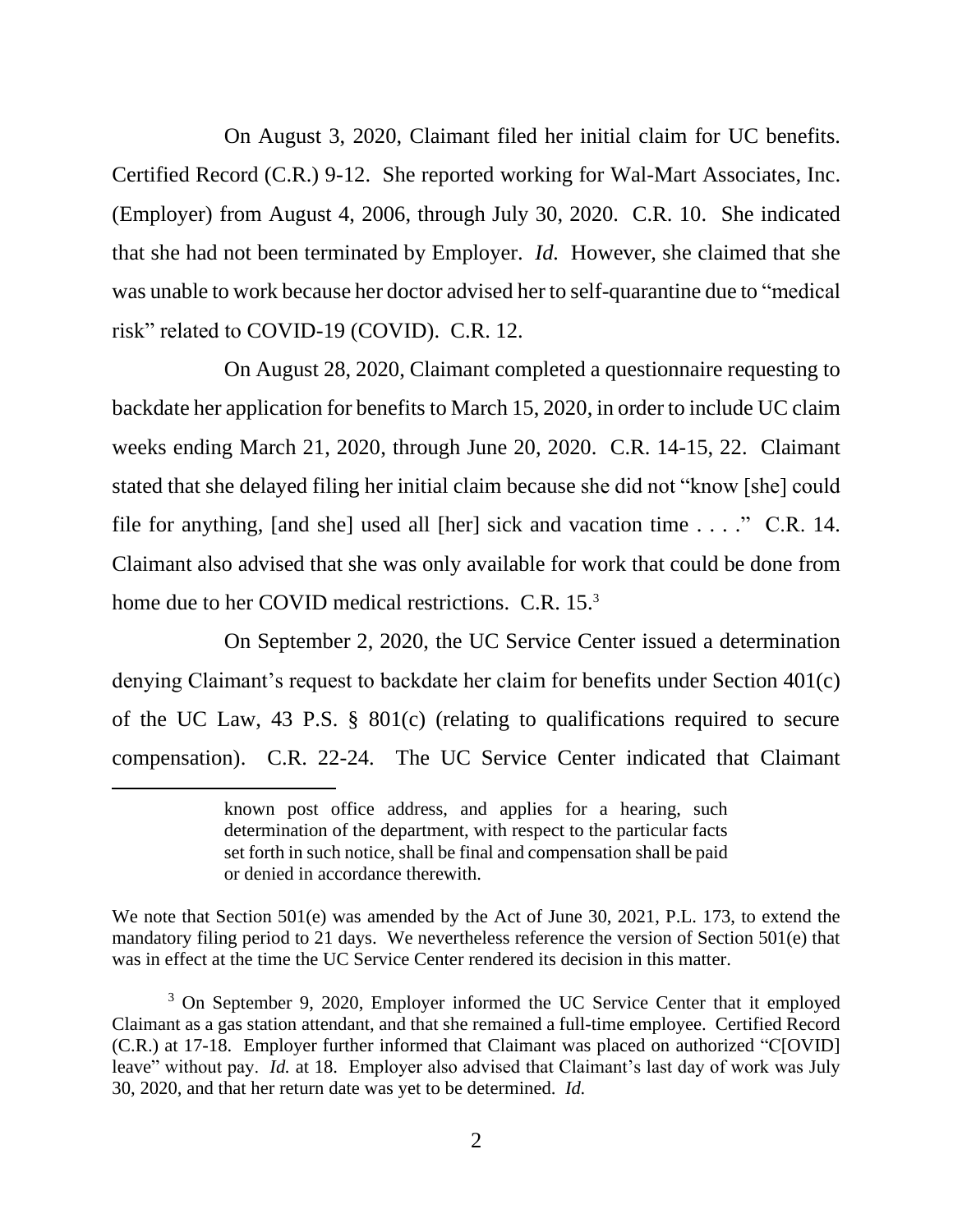On August 3, 2020, Claimant filed her initial claim for UC benefits. Certified Record (C.R.) 9-12. She reported working for Wal-Mart Associates, Inc. (Employer) from August 4, 2006, through July 30, 2020. C.R. 10. She indicated that she had not been terminated by Employer. *Id.* However, she claimed that she was unable to work because her doctor advised her to self-quarantine due to "medical risk" related to COVID-19 (COVID). C.R. 12.

On August 28, 2020, Claimant completed a questionnaire requesting to backdate her application for benefits to March 15, 2020, in order to include UC claim weeks ending March 21, 2020, through June 20, 2020. C.R. 14-15, 22. Claimant stated that she delayed filing her initial claim because she did not "know [she] could file for anything, [and she] used all [her] sick and vacation time . . . ." C.R. 14. Claimant also advised that she was only available for work that could be done from home due to her COVID medical restrictions. C.R. 15.[3]

On September 2, 2020, the UC Service Center issued a determination denying Claimant's request to backdate her claim for benefits under Section 401(c) of the UC Law, 43 P.S. § 801(c) (relating to qualifications required to secure compensation). C.R. 22-24. The UC Service Center indicated that Claimant

---

> known post office address, and applies for a hearing, such determination of the department, with respect to the particular facts set forth in such notice, shall be final and compensation shall be paid or denied in accordance therewith.

We note that Section 501(e) was amended by the Act of June 30, 2021, P.L. 173, to extend the mandatory filing period to 21 days. We nevertheless reference the version of Section 501(e) that was in effect at the time the UC Service Center rendered its decision in this matter.

[3] On September 9, 2020, Employer informed the UC Service Center that it employed Claimant as a gas station attendant, and that she remained a full-time employee. Certified Record (C.R.) at 17-18. Employer further informed that Claimant was placed on authorized "C[OVID] leave" without pay. *Id.* at 18. Employer also advised that Claimant's last day of work was July 30, 2020, and that her return date was yet to be determined. *Id.*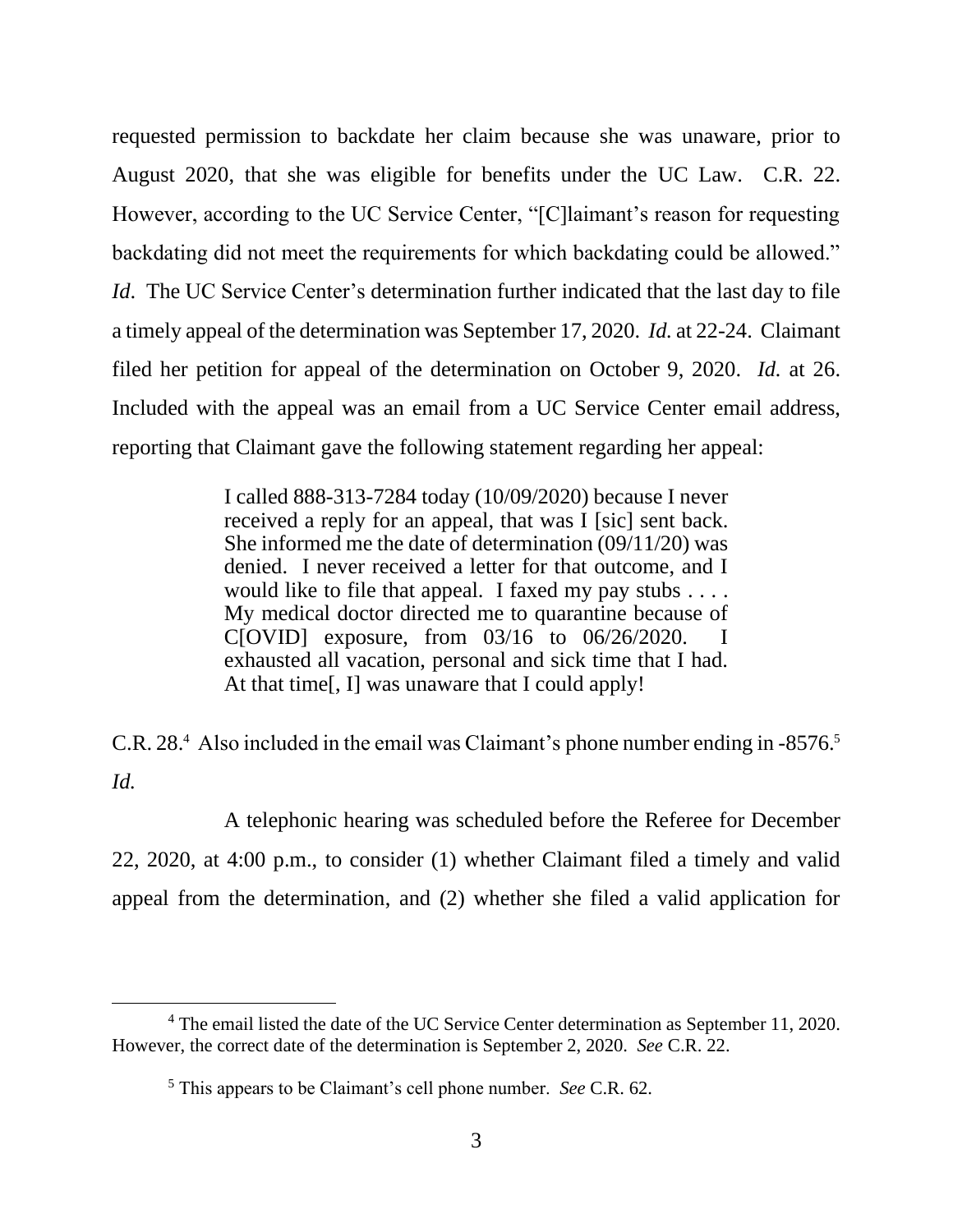requested permission to backdate her claim because she was unaware, prior to August 2020, that she was eligible for benefits under the UC Law. C.R. 22. However, according to the UC Service Center, "[C]laimant's reason for requesting backdating did not meet the requirements for which backdating could be allowed." *Id*. The UC Service Center's determination further indicated that the last day to file a timely appeal of the determination was September 17, 2020. *Id.* at 22-24. Claimant filed her petition for appeal of the determination on October 9, 2020. *Id.* at 26. Included with the appeal was an email from a UC Service Center email address, reporting that Claimant gave the following statement regarding her appeal:

> I called 888-313-7284 today (10/09/2020) because I never received a reply for an appeal, that was I [sic] sent back. She informed me the date of determination (09/11/20) was denied. I never received a letter for that outcome, and I would like to file that appeal. I faxed my pay stubs . . . . My medical doctor directed me to quarantine because of C[OVID] exposure, from 03/16 to 06/26/2020. I exhausted all vacation, personal and sick time that I had. At that time[, I] was unaware that I could apply!

C.R. 28.[4] Also included in the email was Claimant's phone number ending in -8576.[5] *Id.*

A telephonic hearing was scheduled before the Referee for December 22, 2020, at 4:00 p.m., to consider (1) whether Claimant filed a timely and valid appeal from the determination, and (2) whether she filed a valid application for

---

[4] The email listed the date of the UC Service Center determination as September 11, 2020. However, the correct date of the determination is September 2, 2020. *See* C.R. 22.

[5] This appears to be Claimant's cell phone number. *See* C.R. 62.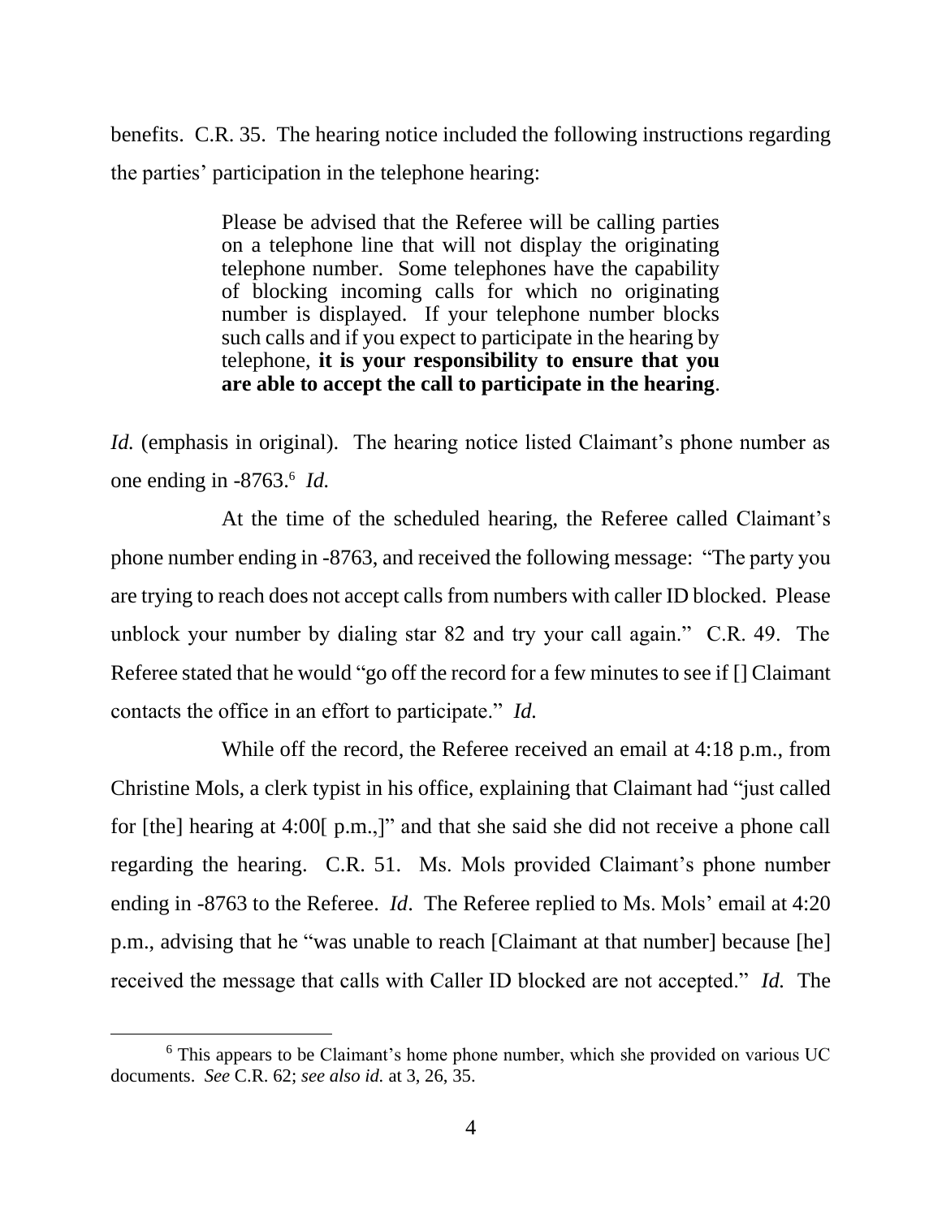benefits. C.R. 35. The hearing notice included the following instructions regarding the parties' participation in the telephone hearing:

> Please be advised that the Referee will be calling parties on a telephone line that will not display the originating telephone number. Some telephones have the capability of blocking incoming calls for which no originating number is displayed. If your telephone number blocks such calls and if you expect to participate in the hearing by telephone, **it is your responsibility to ensure that you are able to accept the call to participate in the hearing**.

*Id.* (emphasis in original). The hearing notice listed Claimant's phone number as one ending in -8763.[6] *Id.*

At the time of the scheduled hearing, the Referee called Claimant's phone number ending in -8763, and received the following message: "The party you are trying to reach does not accept calls from numbers with caller ID blocked. Please unblock your number by dialing star 82 and try your call again." C.R. 49. The Referee stated that he would "go off the record for a few minutes to see if [] Claimant contacts the office in an effort to participate." *Id.*

While off the record, the Referee received an email at 4:18 p.m., from Christine Mols, a clerk typist in his office, explaining that Claimant had "just called for [the] hearing at 4:00[ p.m.,]" and that she said she did not receive a phone call regarding the hearing. C.R. 51. Ms. Mols provided Claimant's phone number ending in -8763 to the Referee. *Id*. The Referee replied to Ms. Mols' email at 4:20 p.m., advising that he "was unable to reach [Claimant at that number] because [he] received the message that calls with Caller ID blocked are not accepted." *Id.* The

---

[6] This appears to be Claimant's home phone number, which she provided on various UC documents. *See* C.R. 62; *see also id.* at 3, 26, 35.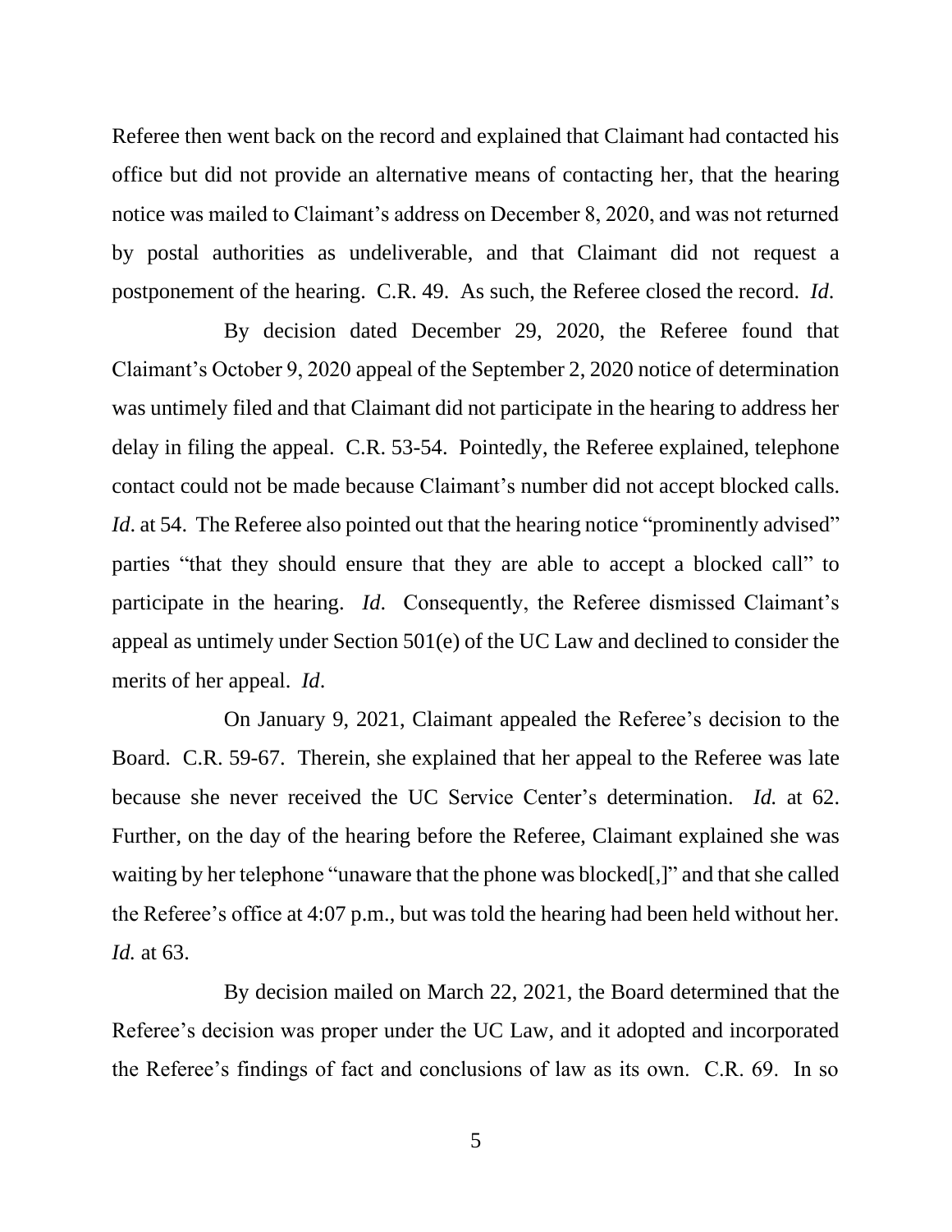Referee then went back on the record and explained that Claimant had contacted his office but did not provide an alternative means of contacting her, that the hearing notice was mailed to Claimant's address on December 8, 2020, and was not returned by postal authorities as undeliverable, and that Claimant did not request a postponement of the hearing. C.R. 49. As such, the Referee closed the record. *Id.*

By decision dated December 29, 2020, the Referee found that Claimant's October 9, 2020 appeal of the September 2, 2020 notice of determination was untimely filed and that Claimant did not participate in the hearing to address her delay in filing the appeal. C.R. 53-54. Pointedly, the Referee explained, telephone contact could not be made because Claimant's number did not accept blocked calls. *Id*. at 54. The Referee also pointed out that the hearing notice "prominently advised" parties "that they should ensure that they are able to accept a blocked call" to participate in the hearing. *Id*. Consequently, the Referee dismissed Claimant's appeal as untimely under Section 501(e) of the UC Law and declined to consider the merits of her appeal. *Id*.

On January 9, 2021, Claimant appealed the Referee's decision to the Board. C.R. 59-67. Therein, she explained that her appeal to the Referee was late because she never received the UC Service Center's determination. *Id.* at 62. Further, on the day of the hearing before the Referee, Claimant explained she was waiting by her telephone "unaware that the phone was blocked[,]" and that she called the Referee's office at 4:07 p.m., but was told the hearing had been held without her. *Id.* at 63.

By decision mailed on March 22, 2021, the Board determined that the Referee's decision was proper under the UC Law, and it adopted and incorporated the Referee's findings of fact and conclusions of law as its own. C.R. 69. In so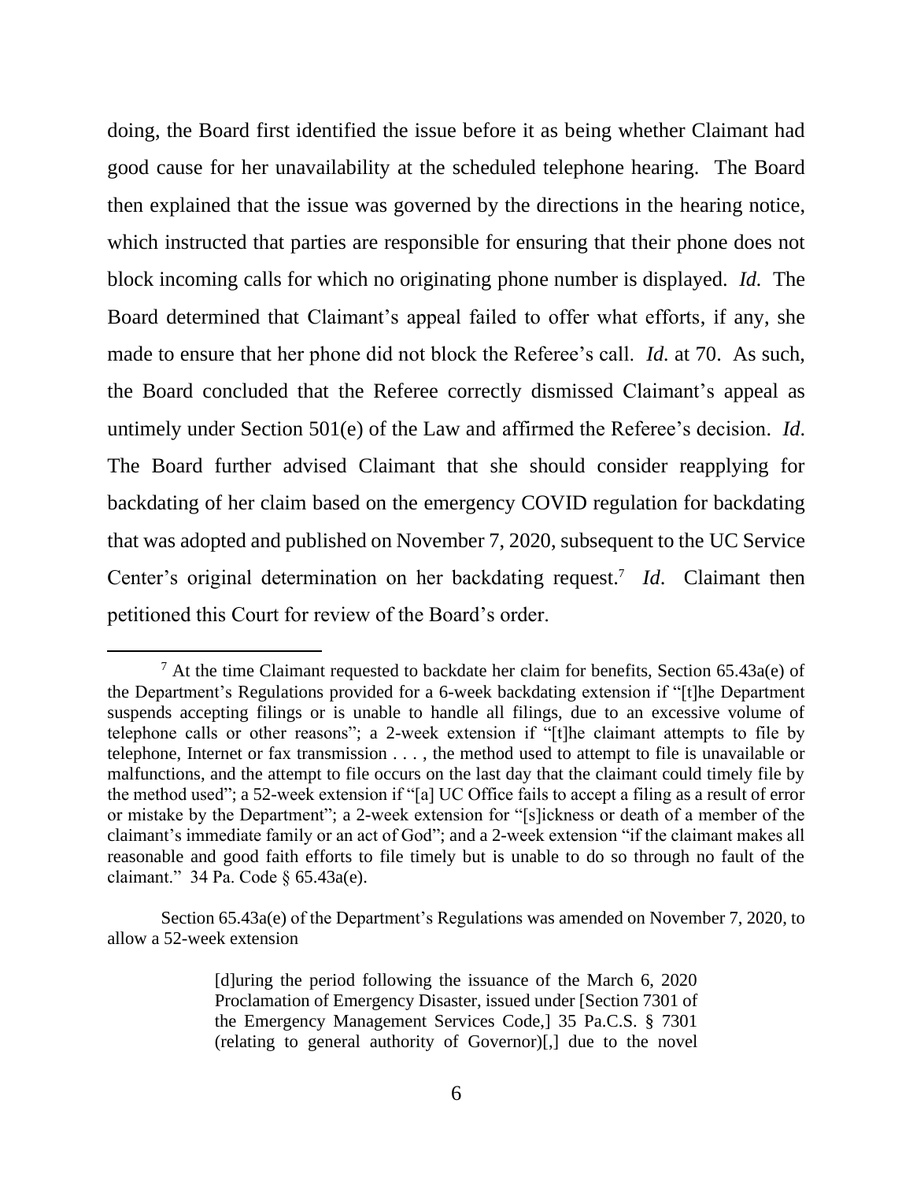doing, the Board first identified the issue before it as being whether Claimant had good cause for her unavailability at the scheduled telephone hearing. The Board then explained that the issue was governed by the directions in the hearing notice, which instructed that parties are responsible for ensuring that their phone does not block incoming calls for which no originating phone number is displayed. *Id.* The Board determined that Claimant's appeal failed to offer what efforts, if any, she made to ensure that her phone did not block the Referee's call. *Id.* at 70. As such, the Board concluded that the Referee correctly dismissed Claimant's appeal as untimely under Section 501(e) of the Law and affirmed the Referee's decision. *Id*. The Board further advised Claimant that she should consider reapplying for backdating of her claim based on the emergency COVID regulation for backdating that was adopted and published on November 7, 2020, subsequent to the UC Service Center's original determination on her backdating request.[7] *Id.* Claimant then petitioned this Court for review of the Board's order.

---

[7] At the time Claimant requested to backdate her claim for benefits, Section 65.43a(e) of the Department's Regulations provided for a 6-week backdating extension if "[t]he Department suspends accepting filings or is unable to handle all filings, due to an excessive volume of telephone calls or other reasons"; a 2-week extension if "[t]he claimant attempts to file by telephone, Internet or fax transmission . . . , the method used to attempt to file is unavailable or malfunctions, and the attempt to file occurs on the last day that the claimant could timely file by the method used"; a 52-week extension if "[a] UC Office fails to accept a filing as a result of error or mistake by the Department"; a 2-week extension for "[s]ickness or death of a member of the claimant's immediate family or an act of God"; and a 2-week extension "if the claimant makes all reasonable and good faith efforts to file timely but is unable to do so through no fault of the claimant." 34 Pa. Code § 65.43a(e).

Section 65.43a(e) of the Department's Regulations was amended on November 7, 2020, to allow a 52-week extension

> [d]uring the period following the issuance of the March 6, 2020 Proclamation of Emergency Disaster, issued under [Section 7301 of the Emergency Management Services Code,] 35 Pa.C.S. § 7301 (relating to general authority of Governor)[,] due to the novel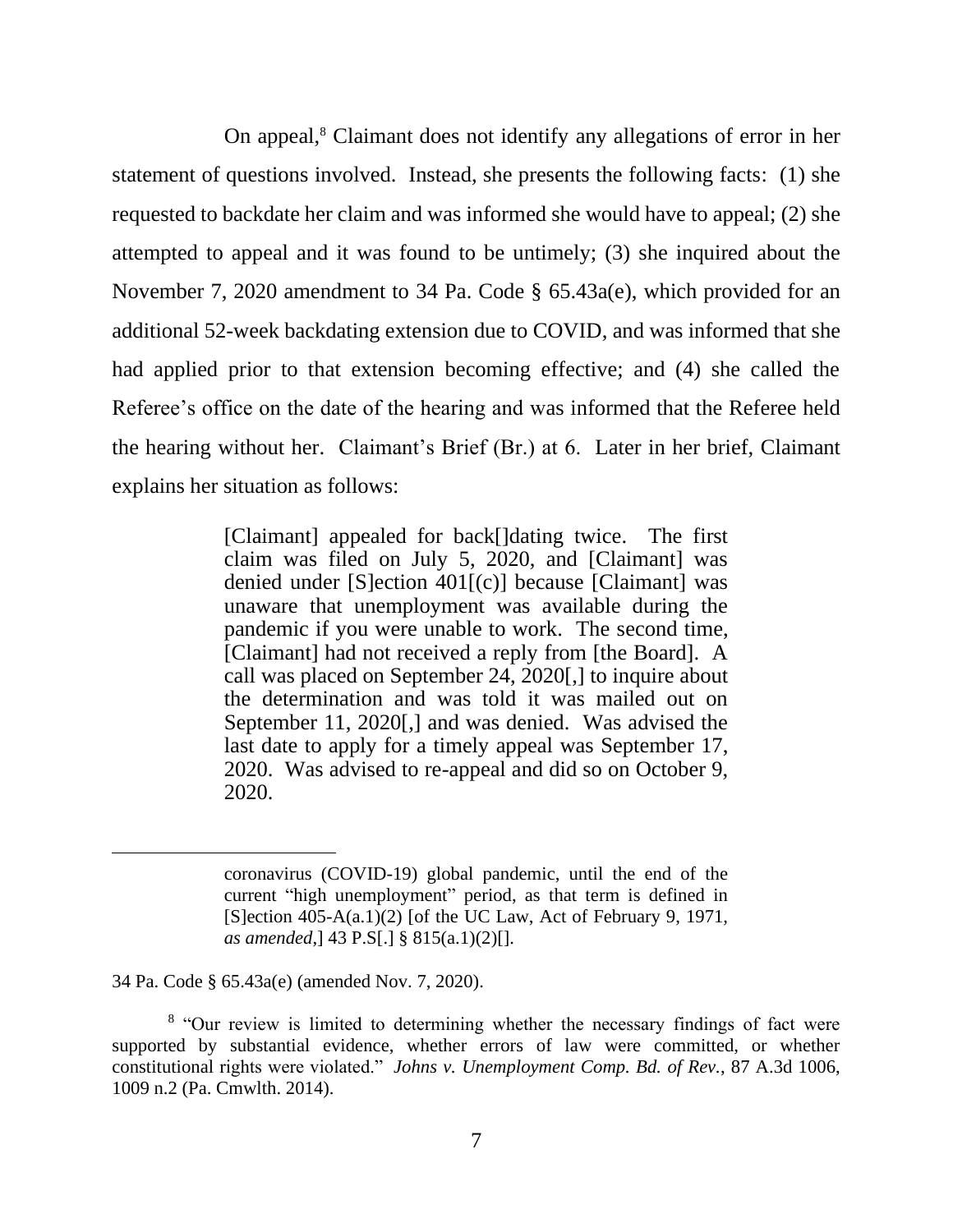On appeal,[8] Claimant does not identify any allegations of error in her statement of questions involved. Instead, she presents the following facts: (1) she requested to backdate her claim and was informed she would have to appeal; (2) she attempted to appeal and it was found to be untimely; (3) she inquired about the November 7, 2020 amendment to 34 Pa. Code § 65.43a(e), which provided for an additional 52-week backdating extension due to COVID, and was informed that she had applied prior to that extension becoming effective; and (4) she called the Referee's office on the date of the hearing and was informed that the Referee held the hearing without her. Claimant's Brief (Br.) at 6. Later in her brief, Claimant explains her situation as follows:

> [Claimant] appealed for back[]dating twice. The first claim was filed on July 5, 2020, and [Claimant] was denied under [S]ection 401[(c)] because [Claimant] was unaware that unemployment was available during the pandemic if you were unable to work. The second time, [Claimant] had not received a reply from [the Board]. A call was placed on September 24, 2020[,] to inquire about the determination and was told it was mailed out on September 11, 2020[,] and was denied. Was advised the last date to apply for a timely appeal was September 17, 2020. Was advised to re-appeal and did so on October 9, 2020.

---

> coronavirus (COVID-19) global pandemic, until the end of the current "high unemployment" period, as that term is defined in [S]ection 405-A(a.1)(2) [of the UC Law, Act of February 9, 1971, *as amended*,] 43 P.S[.] § 815(a.1)(2)[].

34 Pa. Code § 65.43a(e) (amended Nov. 7, 2020).

[8] "Our review is limited to determining whether the necessary findings of fact were supported by substantial evidence, whether errors of law were committed, or whether constitutional rights were violated." *Johns v. Unemployment Comp. Bd. of Rev.*, 87 A.3d 1006, 1009 n.2 (Pa. Cmwlth. 2014).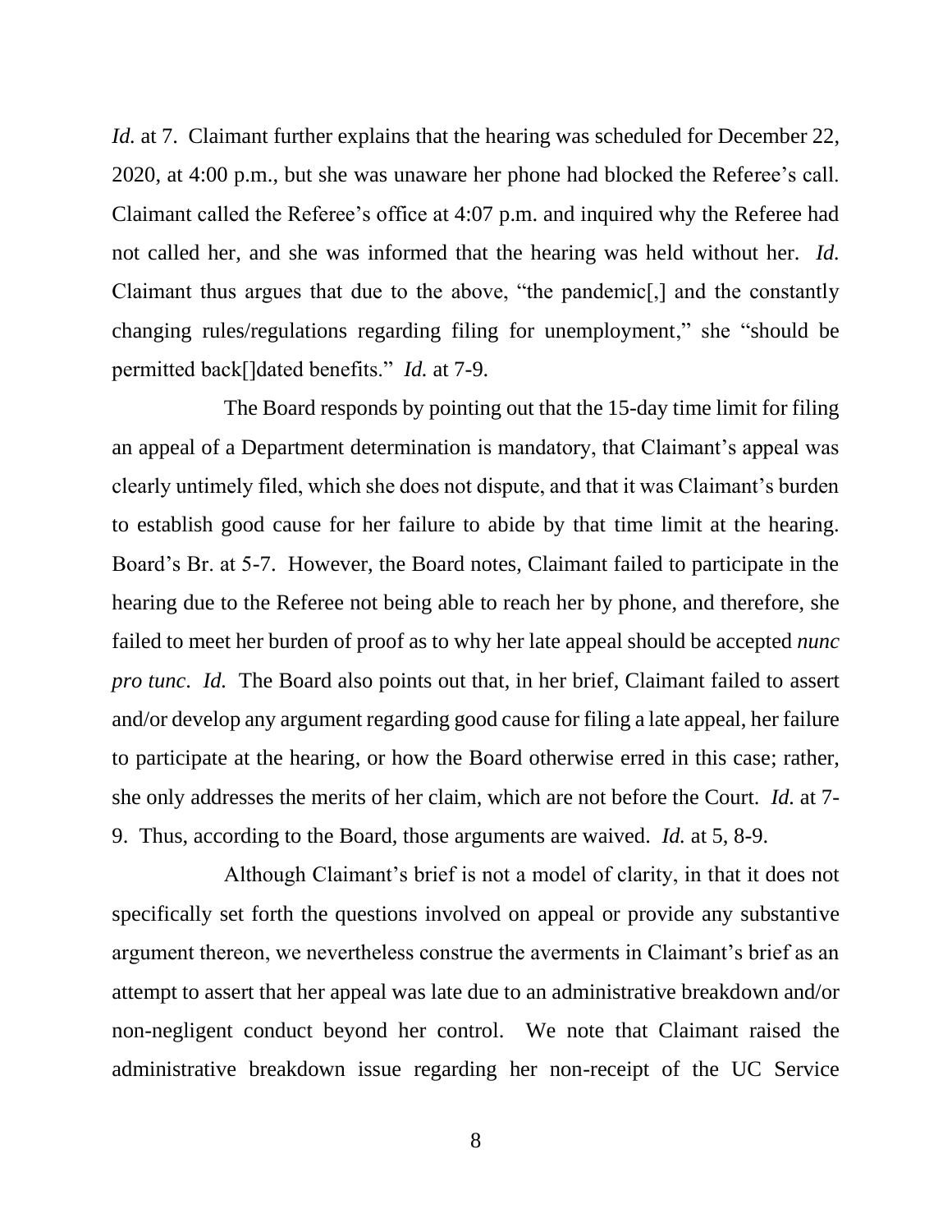*Id.* at 7. Claimant further explains that the hearing was scheduled for December 22, 2020, at 4:00 p.m., but she was unaware her phone had blocked the Referee's call. Claimant called the Referee's office at 4:07 p.m. and inquired why the Referee had not called her, and she was informed that the hearing was held without her. *Id.* Claimant thus argues that due to the above, "the pandemic[,] and the constantly changing rules/regulations regarding filing for unemployment," she "should be permitted back[]dated benefits." *Id.* at 7-9.

The Board responds by pointing out that the 15-day time limit for filing an appeal of a Department determination is mandatory, that Claimant's appeal was clearly untimely filed, which she does not dispute, and that it was Claimant's burden to establish good cause for her failure to abide by that time limit at the hearing. Board's Br. at 5-7. However, the Board notes, Claimant failed to participate in the hearing due to the Referee not being able to reach her by phone, and therefore, she failed to meet her burden of proof as to why her late appeal should be accepted *nunc pro tunc*. *Id.* The Board also points out that, in her brief, Claimant failed to assert and/or develop any argument regarding good cause for filing a late appeal, her failure to participate at the hearing, or how the Board otherwise erred in this case; rather, she only addresses the merits of her claim, which are not before the Court. *Id.* at 7-9. Thus, according to the Board, those arguments are waived. *Id.* at 5, 8-9.

Although Claimant's brief is not a model of clarity, in that it does not specifically set forth the questions involved on appeal or provide any substantive argument thereon, we nevertheless construe the averments in Claimant's brief as an attempt to assert that her appeal was late due to an administrative breakdown and/or non-negligent conduct beyond her control. We note that Claimant raised the administrative breakdown issue regarding her non-receipt of the UC Service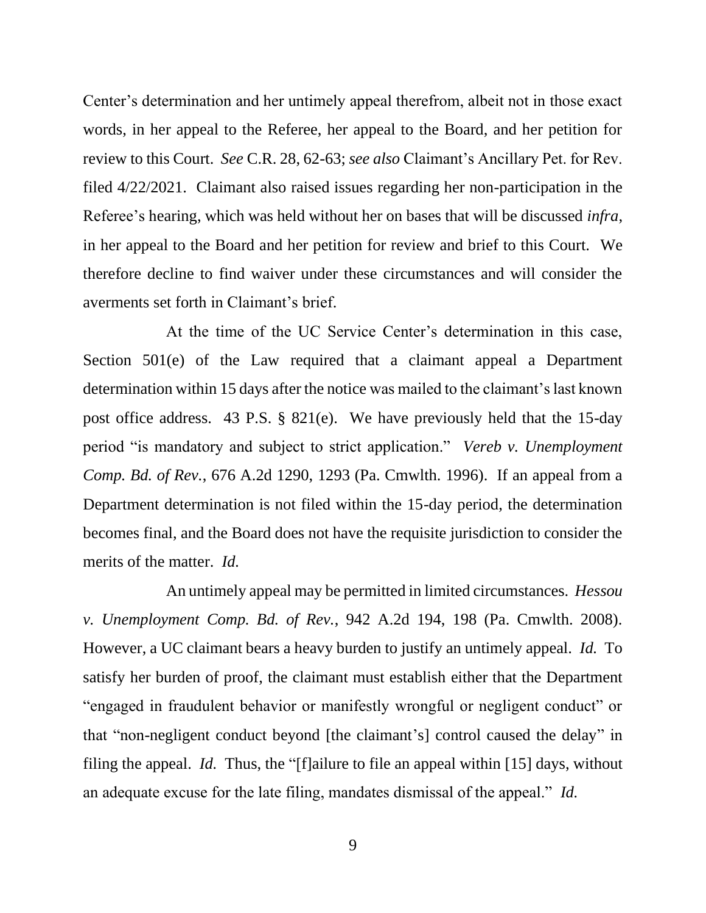Center's determination and her untimely appeal therefrom, albeit not in those exact words, in her appeal to the Referee, her appeal to the Board, and her petition for review to this Court. *See* C.R. 28, 62-63; *see also* Claimant's Ancillary Pet. for Rev. filed 4/22/2021. Claimant also raised issues regarding her non-participation in the Referee's hearing, which was held without her on bases that will be discussed *infra*, in her appeal to the Board and her petition for review and brief to this Court. We therefore decline to find waiver under these circumstances and will consider the averments set forth in Claimant's brief.

At the time of the UC Service Center's determination in this case, Section 501(e) of the Law required that a claimant appeal a Department determination within 15 days after the notice was mailed to the claimant's last known post office address. 43 P.S. § 821(e). We have previously held that the 15-day period "is mandatory and subject to strict application." *Vereb v. Unemployment Comp. Bd. of Rev.*, 676 A.2d 1290, 1293 (Pa. Cmwlth. 1996). If an appeal from a Department determination is not filed within the 15-day period, the determination becomes final, and the Board does not have the requisite jurisdiction to consider the merits of the matter. *Id.*

An untimely appeal may be permitted in limited circumstances. *Hessou v. Unemployment Comp. Bd. of Rev.*, 942 A.2d 194, 198 (Pa. Cmwlth. 2008). However, a UC claimant bears a heavy burden to justify an untimely appeal. *Id.* To satisfy her burden of proof, the claimant must establish either that the Department "engaged in fraudulent behavior or manifestly wrongful or negligent conduct" or that "non-negligent conduct beyond [the claimant's] control caused the delay" in filing the appeal. *Id.* Thus, the "[f]ailure to file an appeal within [15] days, without an adequate excuse for the late filing, mandates dismissal of the appeal." *Id.*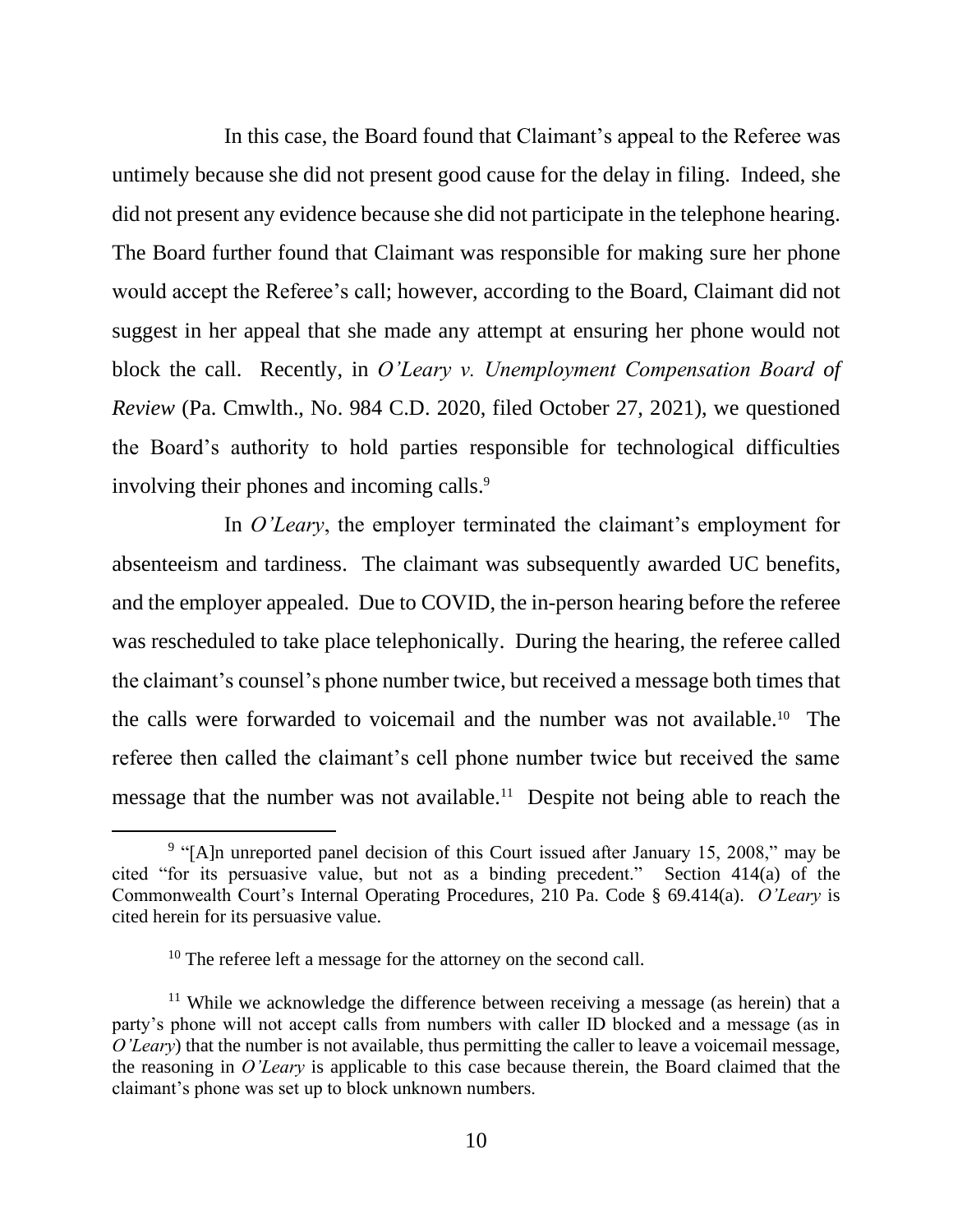In this case, the Board found that Claimant's appeal to the Referee was untimely because she did not present good cause for the delay in filing. Indeed, she did not present any evidence because she did not participate in the telephone hearing. The Board further found that Claimant was responsible for making sure her phone would accept the Referee's call; however, according to the Board, Claimant did not suggest in her appeal that she made any attempt at ensuring her phone would not block the call. Recently, in *O'Leary v. Unemployment Compensation Board of Review* (Pa. Cmwlth., No. 984 C.D. 2020, filed October 27, 2021), we questioned the Board's authority to hold parties responsible for technological difficulties involving their phones and incoming calls.[9]

In *O'Leary*, the employer terminated the claimant's employment for absenteeism and tardiness. The claimant was subsequently awarded UC benefits, and the employer appealed. Due to COVID, the in-person hearing before the referee was rescheduled to take place telephonically. During the hearing, the referee called the claimant's counsel's phone number twice, but received a message both times that the calls were forwarded to voicemail and the number was not available.[10] The referee then called the claimant's cell phone number twice but received the same message that the number was not available.[11] Despite not being able to reach the

---

[9] "[A]n unreported panel decision of this Court issued after January 15, 2008," may be cited "for its persuasive value, but not as a binding precedent." Section 414(a) of the Commonwealth Court's Internal Operating Procedures, 210 Pa. Code § 69.414(a). *O'Leary* is cited herein for its persuasive value.

[10] The referee left a message for the attorney on the second call.

[11] While we acknowledge the difference between receiving a message (as herein) that a party's phone will not accept calls from numbers with caller ID blocked and a message (as in *O'Leary*) that the number is not available, thus permitting the caller to leave a voicemail message, the reasoning in *O'Leary* is applicable to this case because therein, the Board claimed that the claimant's phone was set up to block unknown numbers.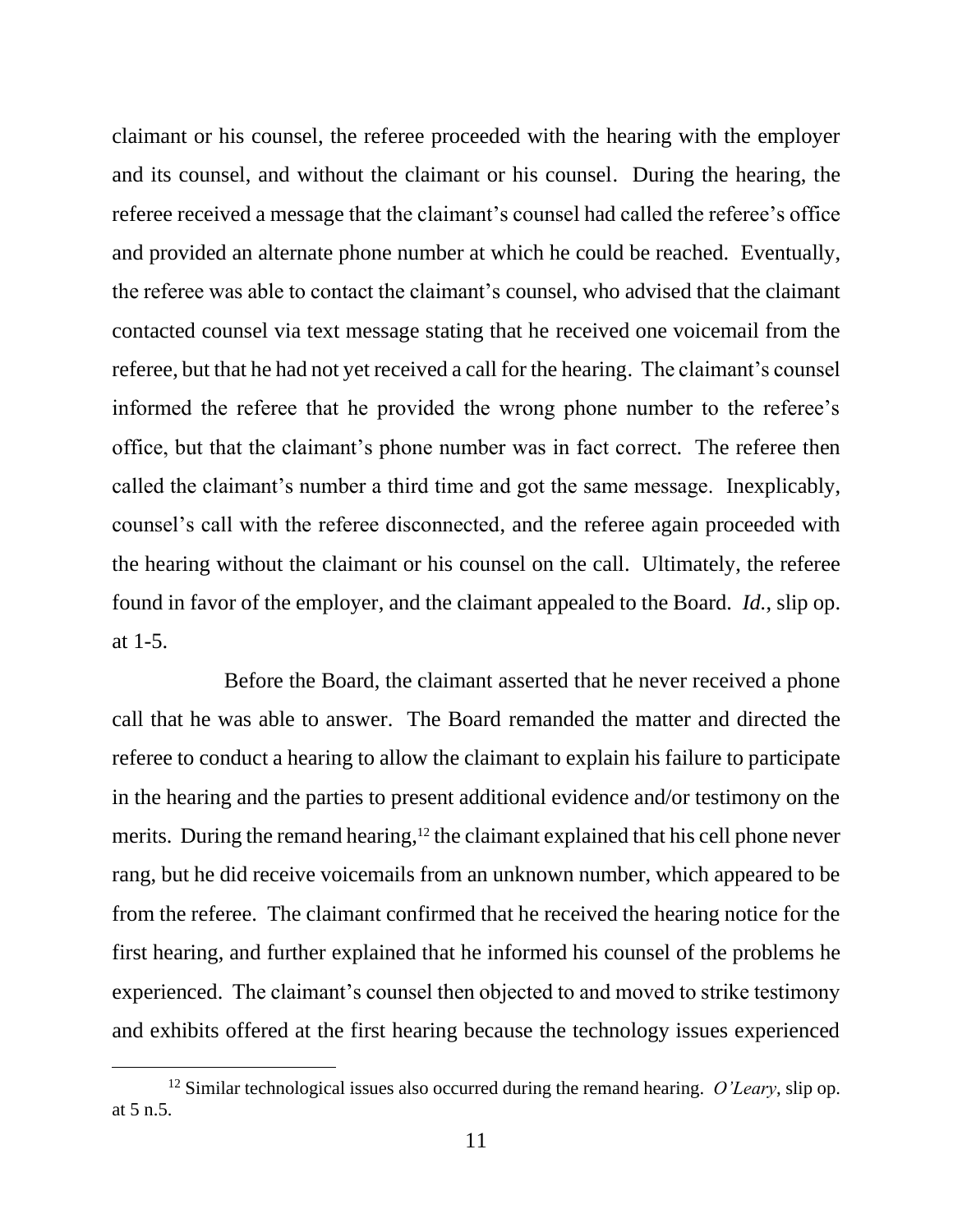claimant or his counsel, the referee proceeded with the hearing with the employer and its counsel, and without the claimant or his counsel. During the hearing, the referee received a message that the claimant's counsel had called the referee's office and provided an alternate phone number at which he could be reached. Eventually, the referee was able to contact the claimant's counsel, who advised that the claimant contacted counsel via text message stating that he received one voicemail from the referee, but that he had not yet received a call for the hearing. The claimant's counsel informed the referee that he provided the wrong phone number to the referee's office, but that the claimant's phone number was in fact correct. The referee then called the claimant's number a third time and got the same message. Inexplicably, counsel's call with the referee disconnected, and the referee again proceeded with the hearing without the claimant or his counsel on the call. Ultimately, the referee found in favor of the employer, and the claimant appealed to the Board. *Id.*, slip op. at 1-5.

Before the Board, the claimant asserted that he never received a phone call that he was able to answer. The Board remanded the matter and directed the referee to conduct a hearing to allow the claimant to explain his failure to participate in the hearing and the parties to present additional evidence and/or testimony on the merits. During the remand hearing,[12] the claimant explained that his cell phone never rang, but he did receive voicemails from an unknown number, which appeared to be from the referee. The claimant confirmed that he received the hearing notice for the first hearing, and further explained that he informed his counsel of the problems he experienced. The claimant's counsel then objected to and moved to strike testimony and exhibits offered at the first hearing because the technology issues experienced

[12] Similar technological issues also occurred during the remand hearing. *O'Leary*, slip op. at 5 n.5.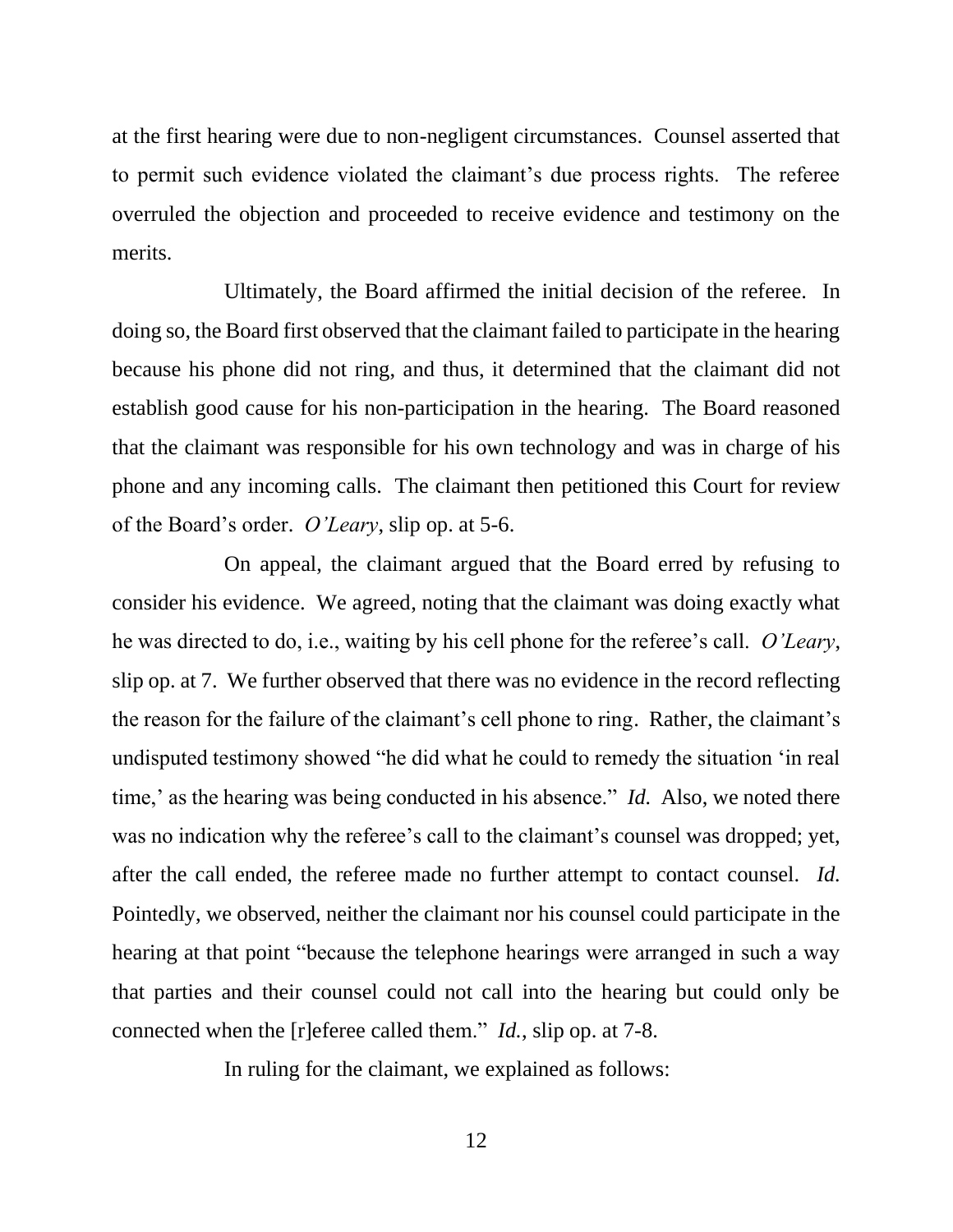at the first hearing were due to non-negligent circumstances. Counsel asserted that to permit such evidence violated the claimant's due process rights. The referee overruled the objection and proceeded to receive evidence and testimony on the merits.

Ultimately, the Board affirmed the initial decision of the referee. In doing so, the Board first observed that the claimant failed to participate in the hearing because his phone did not ring, and thus, it determined that the claimant did not establish good cause for his non-participation in the hearing. The Board reasoned that the claimant was responsible for his own technology and was in charge of his phone and any incoming calls. The claimant then petitioned this Court for review of the Board's order. *O'Leary*, slip op. at 5-6.

On appeal, the claimant argued that the Board erred by refusing to consider his evidence. We agreed, noting that the claimant was doing exactly what he was directed to do, i.e., waiting by his cell phone for the referee's call. *O'Leary*, slip op. at 7. We further observed that there was no evidence in the record reflecting the reason for the failure of the claimant's cell phone to ring. Rather, the claimant's undisputed testimony showed "he did what he could to remedy the situation 'in real time,' as the hearing was being conducted in his absence." *Id.* Also, we noted there was no indication why the referee's call to the claimant's counsel was dropped; yet, after the call ended, the referee made no further attempt to contact counsel. *Id.* Pointedly, we observed, neither the claimant nor his counsel could participate in the hearing at that point "because the telephone hearings were arranged in such a way that parties and their counsel could not call into the hearing but could only be connected when the [r]eferee called them." *Id.*, slip op. at 7-8.

In ruling for the claimant, we explained as follows: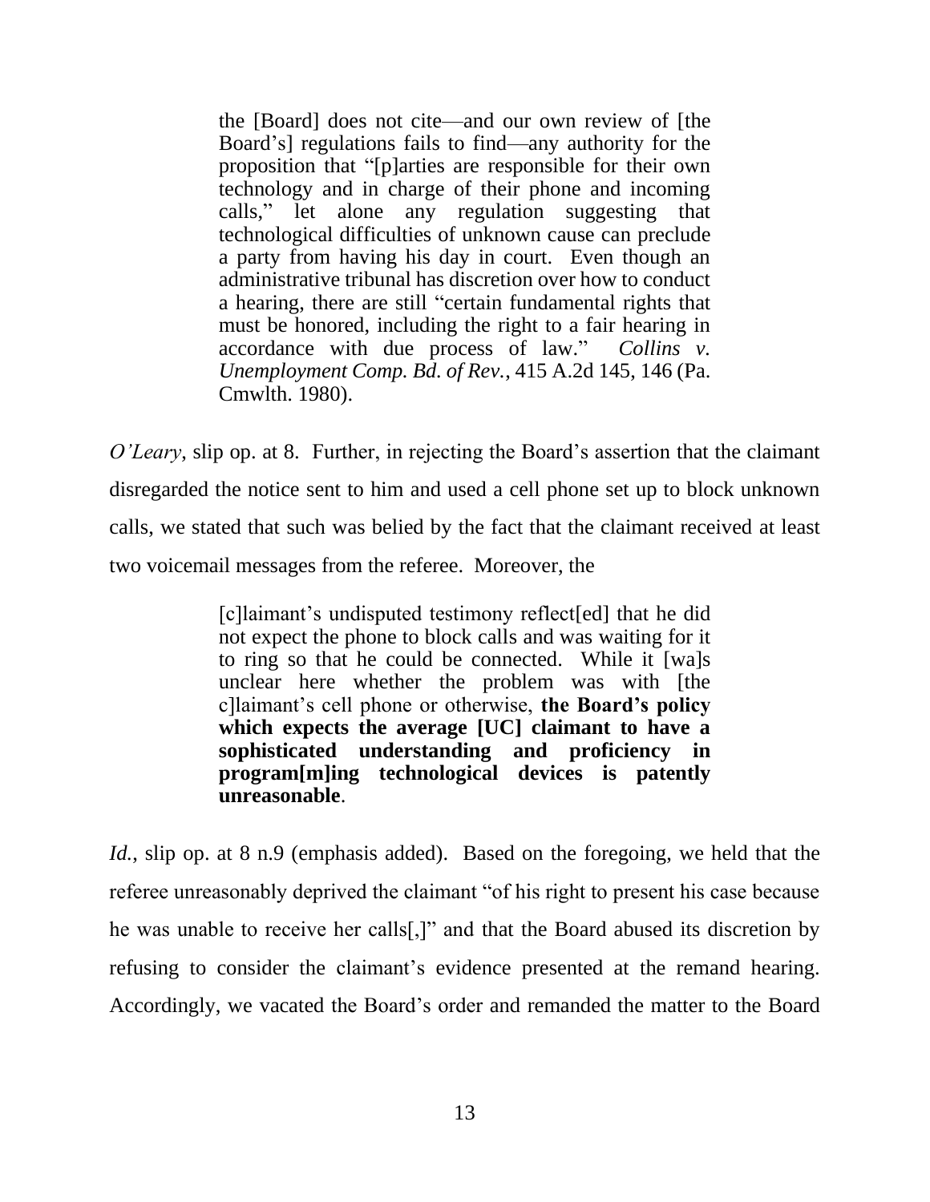> the [Board] does not cite—and our own review of [the Board's] regulations fails to find—any authority for the proposition that "[p]arties are responsible for their own technology and in charge of their phone and incoming calls," let alone any regulation suggesting that technological difficulties of unknown cause can preclude a party from having his day in court. Even though an administrative tribunal has discretion over how to conduct a hearing, there are still "certain fundamental rights that must be honored, including the right to a fair hearing in accordance with due process of law." *Collins v. Unemployment Comp. Bd. of Rev.*, 415 A.2d 145, 146 (Pa. Cmwlth. 1980).

*O'Leary*, slip op. at 8. Further, in rejecting the Board's assertion that the claimant disregarded the notice sent to him and used a cell phone set up to block unknown calls, we stated that such was belied by the fact that the claimant received at least two voicemail messages from the referee. Moreover, the

> [c]laimant's undisputed testimony reflect[ed] that he did not expect the phone to block calls and was waiting for it to ring so that he could be connected. While it [wa]s unclear here whether the problem was with [the c]laimant's cell phone or otherwise, **the Board's policy which expects the average [UC] claimant to have a sophisticated understanding and proficiency in program[m]ing technological devices is patently unreasonable**.

*Id.*, slip op. at 8 n.9 (emphasis added). Based on the foregoing, we held that the referee unreasonably deprived the claimant "of his right to present his case because he was unable to receive her calls[,]" and that the Board abused its discretion by refusing to consider the claimant's evidence presented at the remand hearing. Accordingly, we vacated the Board's order and remanded the matter to the Board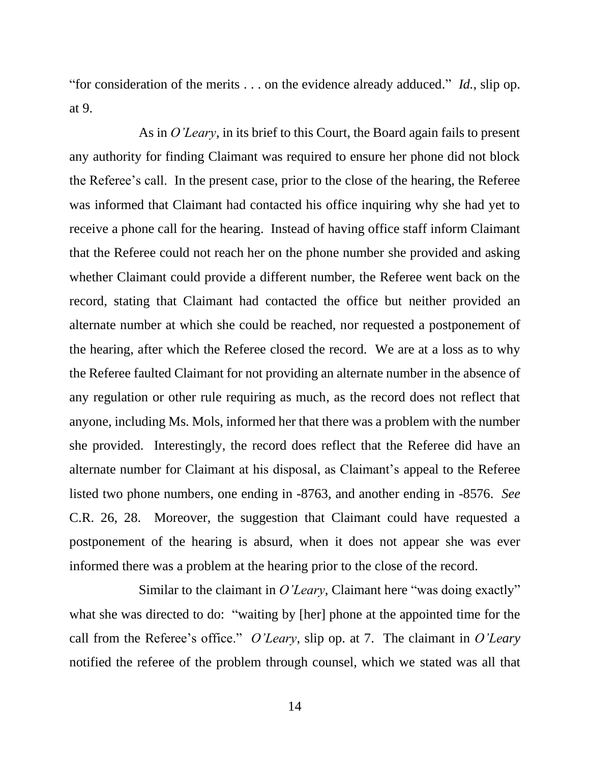"for consideration of the merits . . . on the evidence already adduced." *Id.*, slip op. at 9.

As in *O'Leary*, in its brief to this Court, the Board again fails to present any authority for finding Claimant was required to ensure her phone did not block the Referee's call. In the present case, prior to the close of the hearing, the Referee was informed that Claimant had contacted his office inquiring why she had yet to receive a phone call for the hearing. Instead of having office staff inform Claimant that the Referee could not reach her on the phone number she provided and asking whether Claimant could provide a different number, the Referee went back on the record, stating that Claimant had contacted the office but neither provided an alternate number at which she could be reached, nor requested a postponement of the hearing, after which the Referee closed the record. We are at a loss as to why the Referee faulted Claimant for not providing an alternate number in the absence of any regulation or other rule requiring as much, as the record does not reflect that anyone, including Ms. Mols, informed her that there was a problem with the number she provided. Interestingly, the record does reflect that the Referee did have an alternate number for Claimant at his disposal, as Claimant's appeal to the Referee listed two phone numbers, one ending in -8763, and another ending in -8576. *See* C.R. 26, 28. Moreover, the suggestion that Claimant could have requested a postponement of the hearing is absurd, when it does not appear she was ever informed there was a problem at the hearing prior to the close of the record.

Similar to the claimant in *O'Leary*, Claimant here "was doing exactly" what she was directed to do: "waiting by [her] phone at the appointed time for the call from the Referee's office." *O'Leary*, slip op. at 7. The claimant in *O'Leary* notified the referee of the problem through counsel, which we stated was all that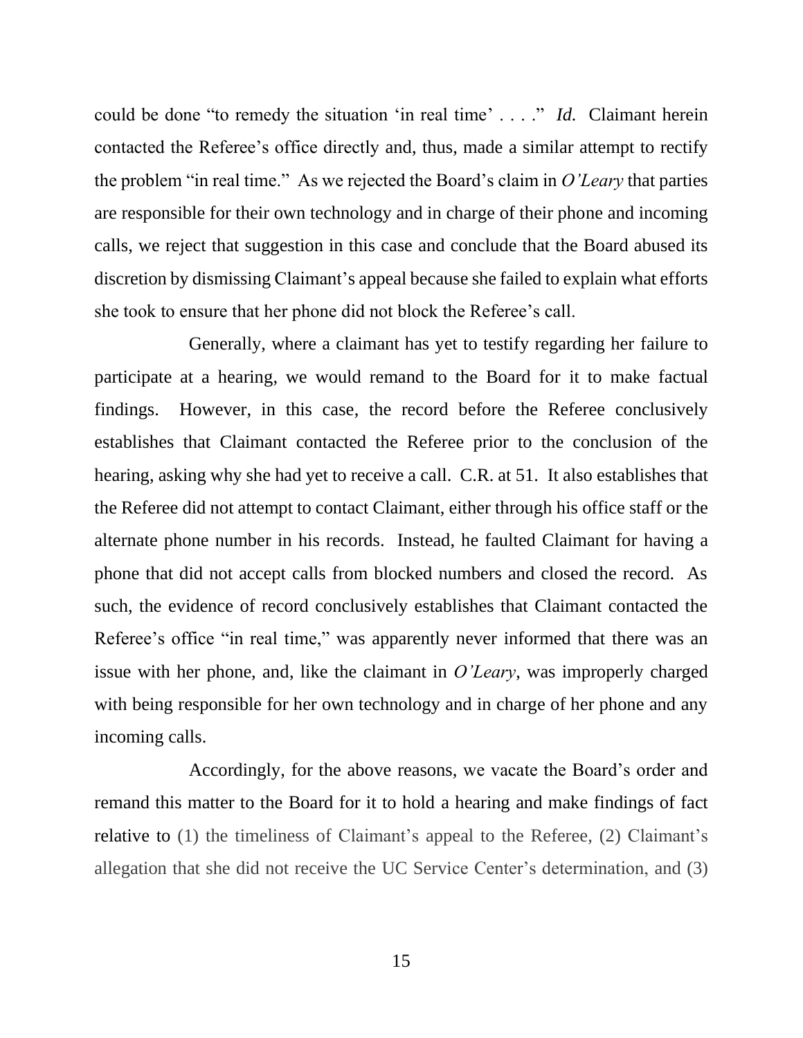could be done "to remedy the situation 'in real time' . . . ." *Id.* Claimant herein contacted the Referee's office directly and, thus, made a similar attempt to rectify the problem "in real time." As we rejected the Board's claim in *O'Leary* that parties are responsible for their own technology and in charge of their phone and incoming calls, we reject that suggestion in this case and conclude that the Board abused its discretion by dismissing Claimant's appeal because she failed to explain what efforts she took to ensure that her phone did not block the Referee's call.

Generally, where a claimant has yet to testify regarding her failure to participate at a hearing, we would remand to the Board for it to make factual findings. However, in this case, the record before the Referee conclusively establishes that Claimant contacted the Referee prior to the conclusion of the hearing, asking why she had yet to receive a call. C.R. at 51. It also establishes that the Referee did not attempt to contact Claimant, either through his office staff or the alternate phone number in his records. Instead, he faulted Claimant for having a phone that did not accept calls from blocked numbers and closed the record. As such, the evidence of record conclusively establishes that Claimant contacted the Referee's office "in real time," was apparently never informed that there was an issue with her phone, and, like the claimant in *O'Leary*, was improperly charged with being responsible for her own technology and in charge of her phone and any incoming calls.

Accordingly, for the above reasons, we vacate the Board's order and remand this matter to the Board for it to hold a hearing and make findings of fact relative to (1) the timeliness of Claimant's appeal to the Referee, (2) Claimant's allegation that she did not receive the UC Service Center's determination, and (3)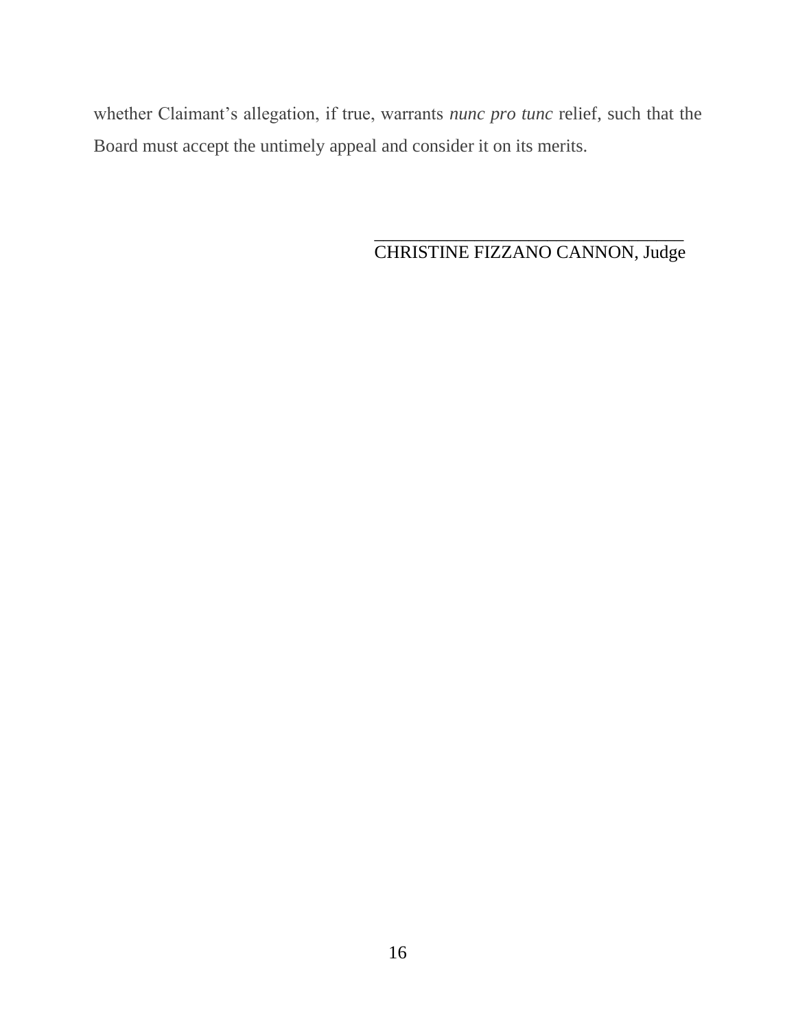whether Claimant's allegation, if true, warrants *nunc pro tunc* relief, such that the Board must accept the untimely appeal and consider it on its merits.

\_\_\_\_\_\_\_\_\_\_\_\_\_\_\_\_\_\_\_\_\_\_\_\_\_\_\_\_\_\_\_\_\_\_\_\_\_\_\_\_\_\_\_\_

CHRISTINE FIZZANO CANNON, Judge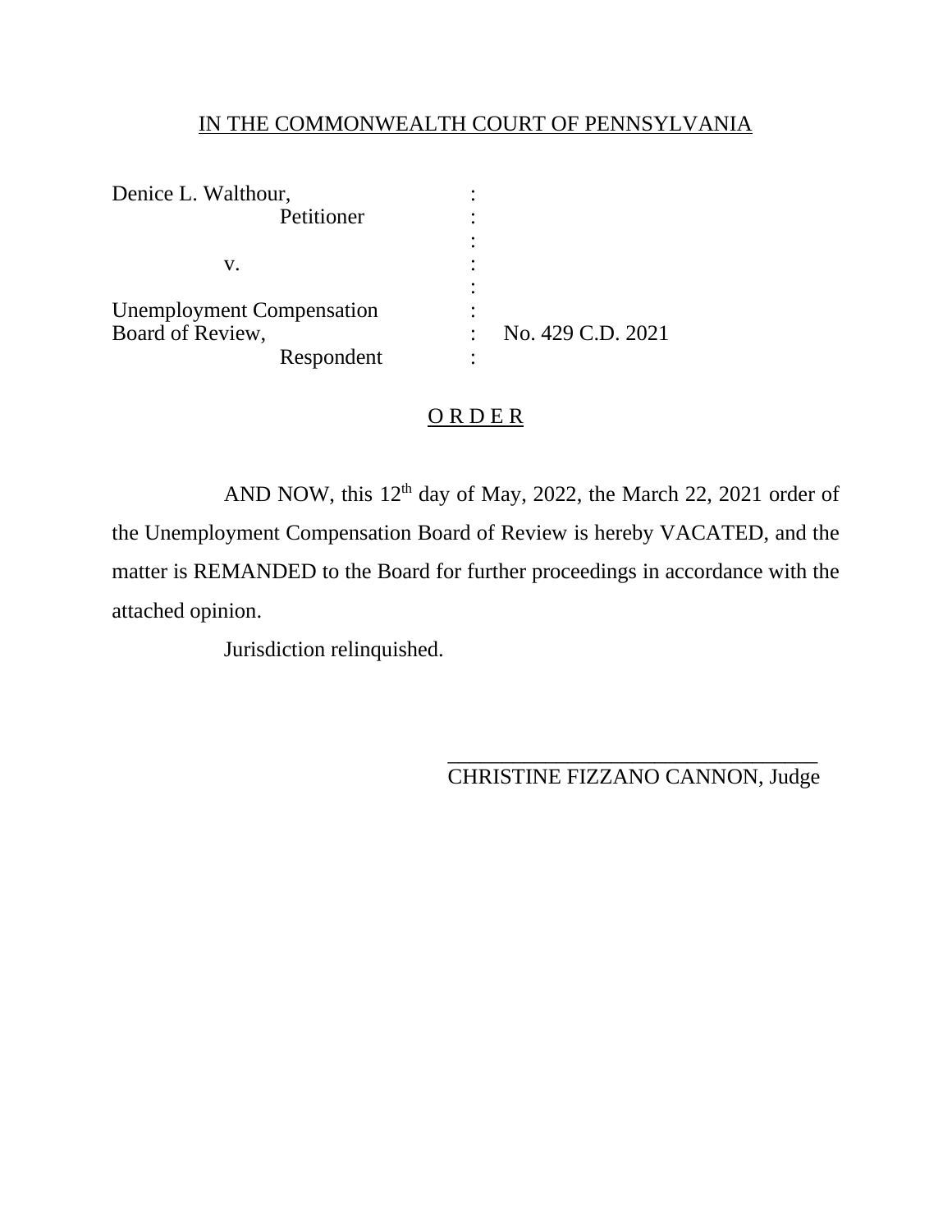IN THE COMMONWEALTH COURT OF PENNSYLVANIA

| | | |
|---|---|---|
| Denice L. Walthour, Petitioner | : | |
| v. | : | |
| Unemployment Compensation Board of Review, Respondent | : | No. 429 C.D. 2021 |

ORDER

AND NOW, this 12th day of May, 2022, the March 22, 2021 order of the Unemployment Compensation Board of Review is hereby VACATED, and the matter is REMANDED to the Board for further proceedings in accordance with the attached opinion.

Jurisdiction relinquished.

__________________________________
CHRISTINE FIZZANO CANNON, Judge